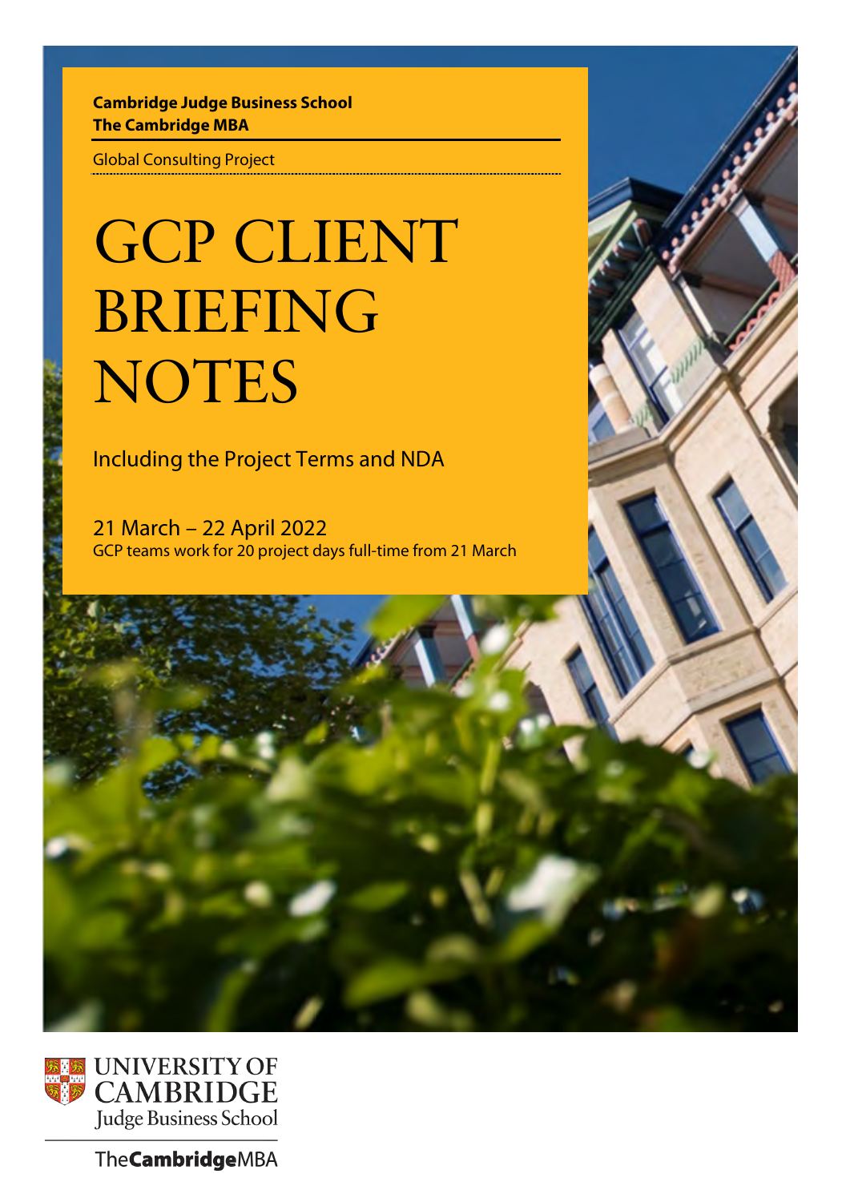**Cambridge Judge Business School**
**The Cambridge MBA**

Global Consulting Project

# GCP CLIENT BRIEFING NOTES

Including the Project Terms and NDA

21 March – 22 April 2022
GCP teams work for 20 project days full-time from 21 March

UNIVERSITY OF CAMBRIDGE
Judge Business School

The**Cambridge**MBA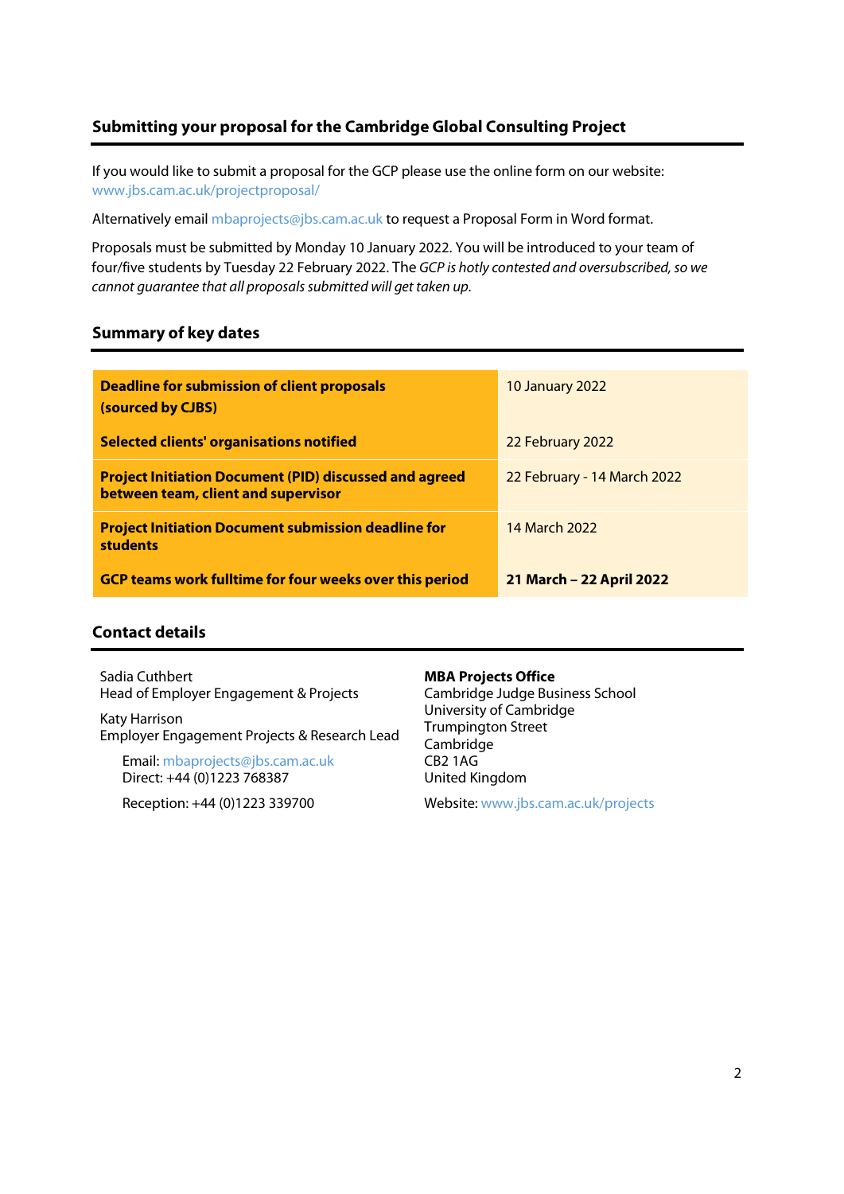## Submitting your proposal for the Cambridge Global Consulting Project

If you would like to submit a proposal for the GCP please use the online form on our website: www.jbs.cam.ac.uk/projectproposal/

Alternatively email mbaprojects@jbs.cam.ac.uk to request a Proposal Form in Word format.

Proposals must be submitted by Monday 10 January 2022. You will be introduced to your team of four/five students by Tuesday 22 February 2022. The *GCP is hotly contested and oversubscribed, so we cannot guarantee that all proposals submitted will get taken up.*

## Summary of key dates

| | |
|---|---|
| **Deadline for submission of client proposals (sourced by CJBS)** | 10 January 2022 |
| **Selected clients' organisations notified** | 22 February 2022 |
| **Project Initiation Document (PID) discussed and agreed between team, client and supervisor** | 22 February - 14 March 2022 |
| **Project Initiation Document submission deadline for students** | 14 March 2022 |
| **GCP teams work fulltime for four weeks over this period** | **21 March – 22 April 2022** |

## Contact details

Sadia Cuthbert
Head of Employer Engagement & Projects

Katy Harrison
Employer Engagement Projects & Research Lead

Email: mbaprojects@jbs.cam.ac.uk
Direct: +44 (0)1223 768387

Reception: +44 (0)1223 339700

**MBA Projects Office**
Cambridge Judge Business School
University of Cambridge
Trumpington Street
Cambridge
CB2 1AG
United Kingdom

Website: www.jbs.cam.ac.uk/projects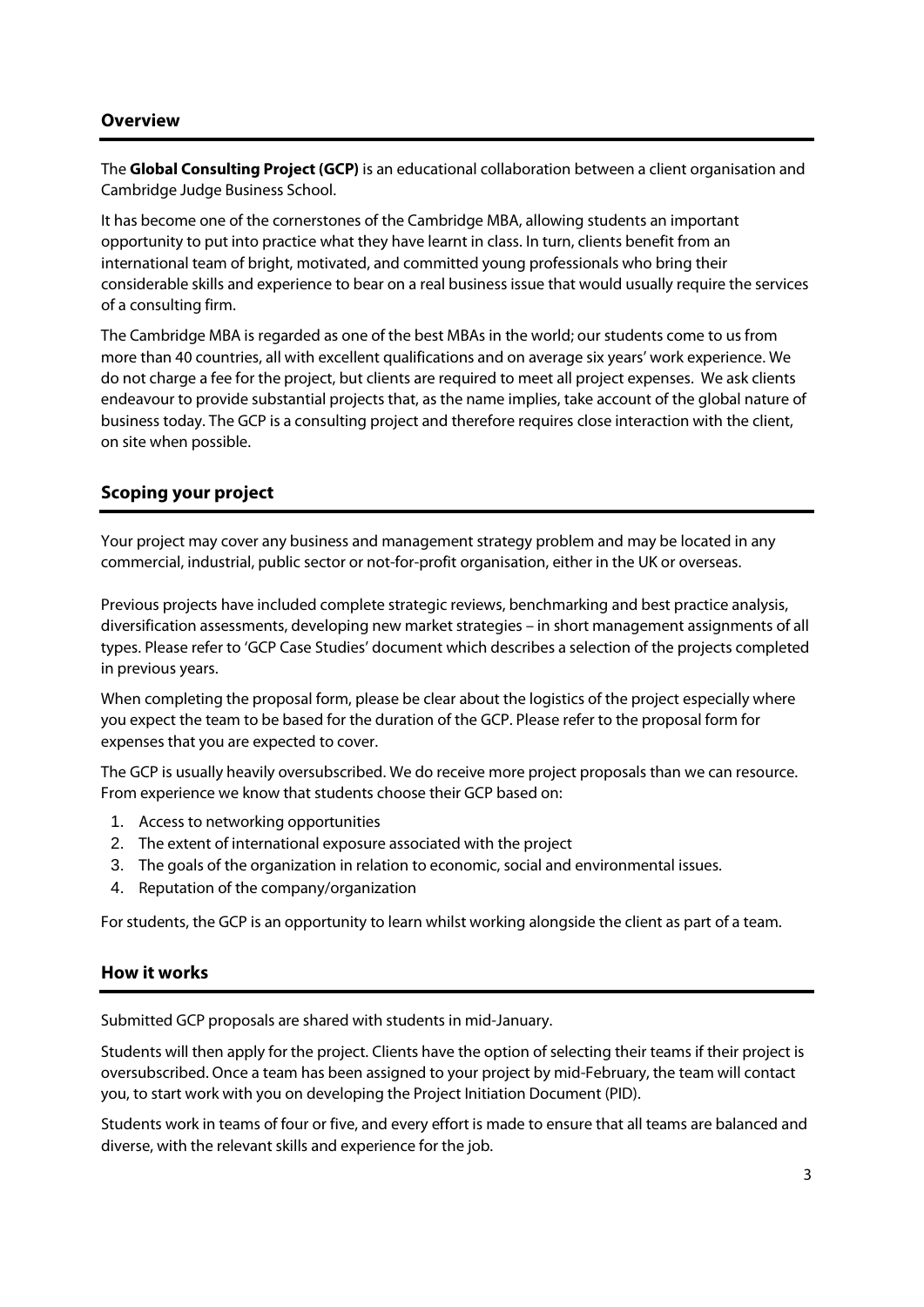## Overview

The **Global Consulting Project (GCP)** is an educational collaboration between a client organisation and Cambridge Judge Business School.

It has become one of the cornerstones of the Cambridge MBA, allowing students an important opportunity to put into practice what they have learnt in class. In turn, clients benefit from an international team of bright, motivated, and committed young professionals who bring their considerable skills and experience to bear on a real business issue that would usually require the services of a consulting firm.

The Cambridge MBA is regarded as one of the best MBAs in the world; our students come to us from more than 40 countries, all with excellent qualifications and on average six years' work experience. We do not charge a fee for the project, but clients are required to meet all project expenses. We ask clients endeavour to provide substantial projects that, as the name implies, take account of the global nature of business today. The GCP is a consulting project and therefore requires close interaction with the client, on site when possible.

## Scoping your project

Your project may cover any business and management strategy problem and may be located in any commercial, industrial, public sector or not-for-profit organisation, either in the UK or overseas.

Previous projects have included complete strategic reviews, benchmarking and best practice analysis, diversification assessments, developing new market strategies – in short management assignments of all types. Please refer to 'GCP Case Studies' document which describes a selection of the projects completed in previous years.

When completing the proposal form, please be clear about the logistics of the project especially where you expect the team to be based for the duration of the GCP. Please refer to the proposal form for expenses that you are expected to cover.

The GCP is usually heavily oversubscribed. We do receive more project proposals than we can resource. From experience we know that students choose their GCP based on:

1. Access to networking opportunities
2. The extent of international exposure associated with the project
3. The goals of the organization in relation to economic, social and environmental issues.
4. Reputation of the company/organization

For students, the GCP is an opportunity to learn whilst working alongside the client as part of a team.

## How it works

Submitted GCP proposals are shared with students in mid-January.

Students will then apply for the project. Clients have the option of selecting their teams if their project is oversubscribed. Once a team has been assigned to your project by mid-February, the team will contact you, to start work with you on developing the Project Initiation Document (PID).

Students work in teams of four or five, and every effort is made to ensure that all teams are balanced and diverse, with the relevant skills and experience for the job.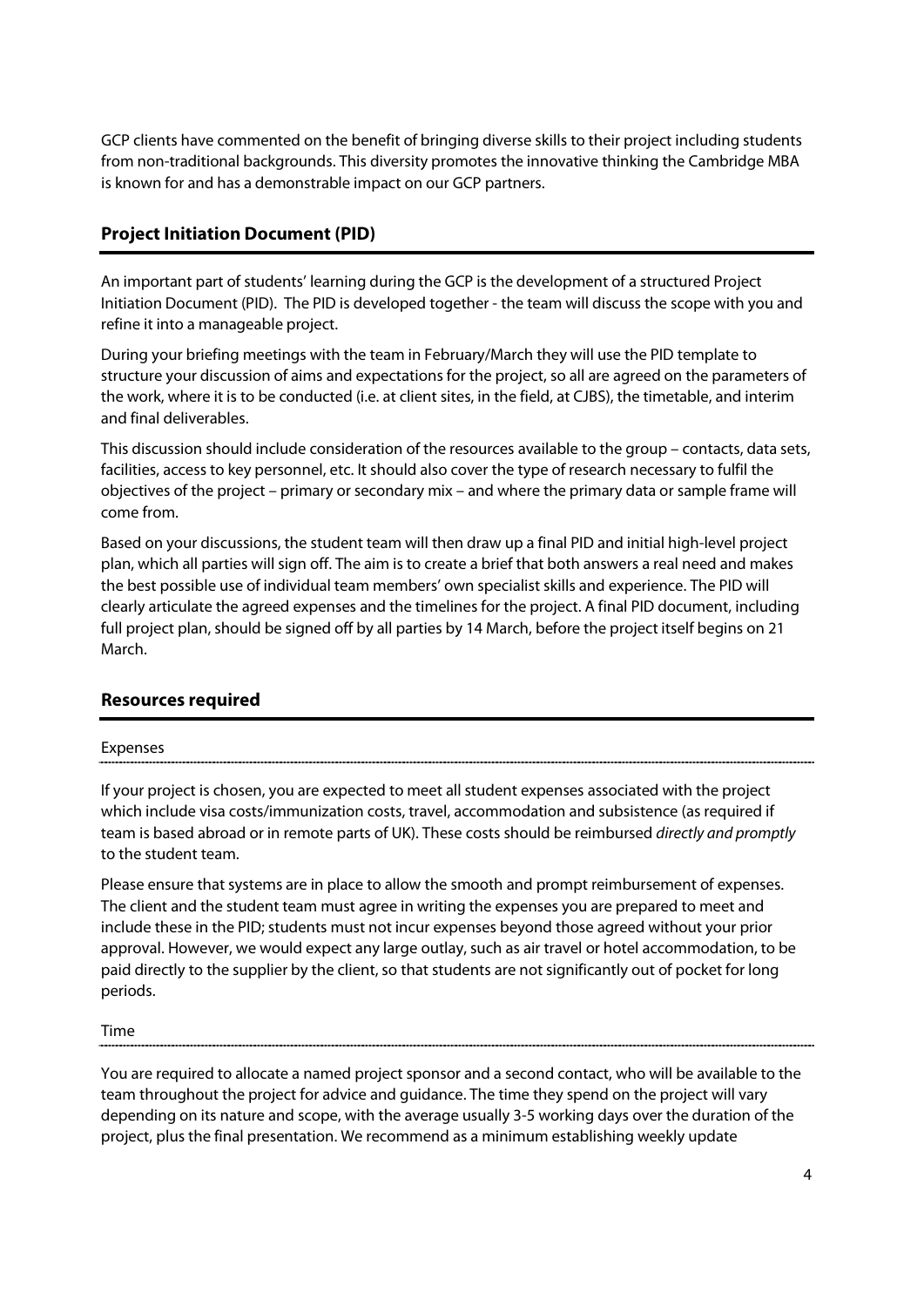GCP clients have commented on the benefit of bringing diverse skills to their project including students from non-traditional backgrounds. This diversity promotes the innovative thinking the Cambridge MBA is known for and has a demonstrable impact on our GCP partners.

## Project Initiation Document (PID)

An important part of students' learning during the GCP is the development of a structured Project Initiation Document (PID). The PID is developed together - the team will discuss the scope with you and refine it into a manageable project.

During your briefing meetings with the team in February/March they will use the PID template to structure your discussion of aims and expectations for the project, so all are agreed on the parameters of the work, where it is to be conducted (i.e. at client sites, in the field, at CJBS), the timetable, and interim and final deliverables.

This discussion should include consideration of the resources available to the group – contacts, data sets, facilities, access to key personnel, etc. It should also cover the type of research necessary to fulfil the objectives of the project – primary or secondary mix – and where the primary data or sample frame will come from.

Based on your discussions, the student team will then draw up a final PID and initial high-level project plan, which all parties will sign off. The aim is to create a brief that both answers a real need and makes the best possible use of individual team members' own specialist skills and experience. The PID will clearly articulate the agreed expenses and the timelines for the project. A final PID document, including full project plan, should be signed off by all parties by 14 March, before the project itself begins on 21 March.

## Resources required

### Expenses

If your project is chosen, you are expected to meet all student expenses associated with the project which include visa costs/immunization costs, travel, accommodation and subsistence (as required if team is based abroad or in remote parts of UK). These costs should be reimbursed *directly and promptly* to the student team.

Please ensure that systems are in place to allow the smooth and prompt reimbursement of expenses. The client and the student team must agree in writing the expenses you are prepared to meet and include these in the PID; students must not incur expenses beyond those agreed without your prior approval. However, we would expect any large outlay, such as air travel or hotel accommodation, to be paid directly to the supplier by the client, so that students are not significantly out of pocket for long periods.

### Time

You are required to allocate a named project sponsor and a second contact, who will be available to the team throughout the project for advice and guidance. The time they spend on the project will vary depending on its nature and scope, with the average usually 3-5 working days over the duration of the project, plus the final presentation. We recommend as a minimum establishing weekly update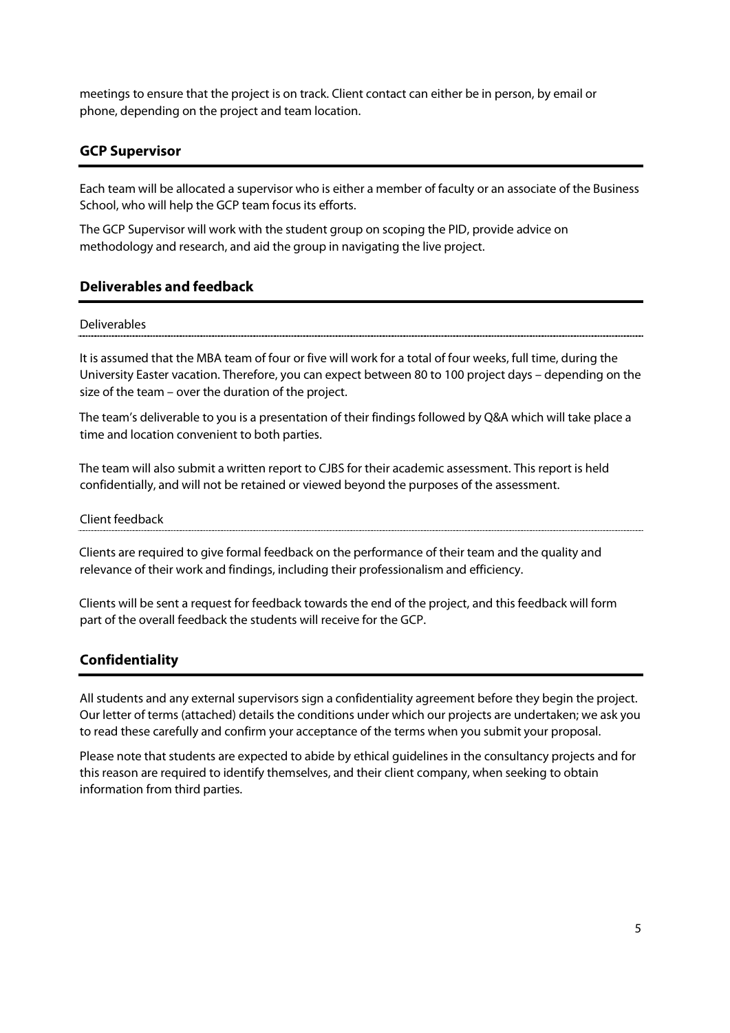meetings to ensure that the project is on track. Client contact can either be in person, by email or phone, depending on the project and team location.

## GCP Supervisor

Each team will be allocated a supervisor who is either a member of faculty or an associate of the Business School, who will help the GCP team focus its efforts.

The GCP Supervisor will work with the student group on scoping the PID, provide advice on methodology and research, and aid the group in navigating the live project.

## Deliverables and feedback

### Deliverables

It is assumed that the MBA team of four or five will work for a total of four weeks, full time, during the University Easter vacation. Therefore, you can expect between 80 to 100 project days – depending on the size of the team – over the duration of the project.

The team's deliverable to you is a presentation of their findings followed by Q&A which will take place a time and location convenient to both parties.

The team will also submit a written report to CJBS for their academic assessment. This report is held confidentially, and will not be retained or viewed beyond the purposes of the assessment.

### Client feedback

Clients are required to give formal feedback on the performance of their team and the quality and relevance of their work and findings, including their professionalism and efficiency.

Clients will be sent a request for feedback towards the end of the project, and this feedback will form part of the overall feedback the students will receive for the GCP.

## Confidentiality

All students and any external supervisors sign a confidentiality agreement before they begin the project. Our letter of terms (attached) details the conditions under which our projects are undertaken; we ask you to read these carefully and confirm your acceptance of the terms when you submit your proposal.

Please note that students are expected to abide by ethical guidelines in the consultancy projects and for this reason are required to identify themselves, and their client company, when seeking to obtain information from third parties.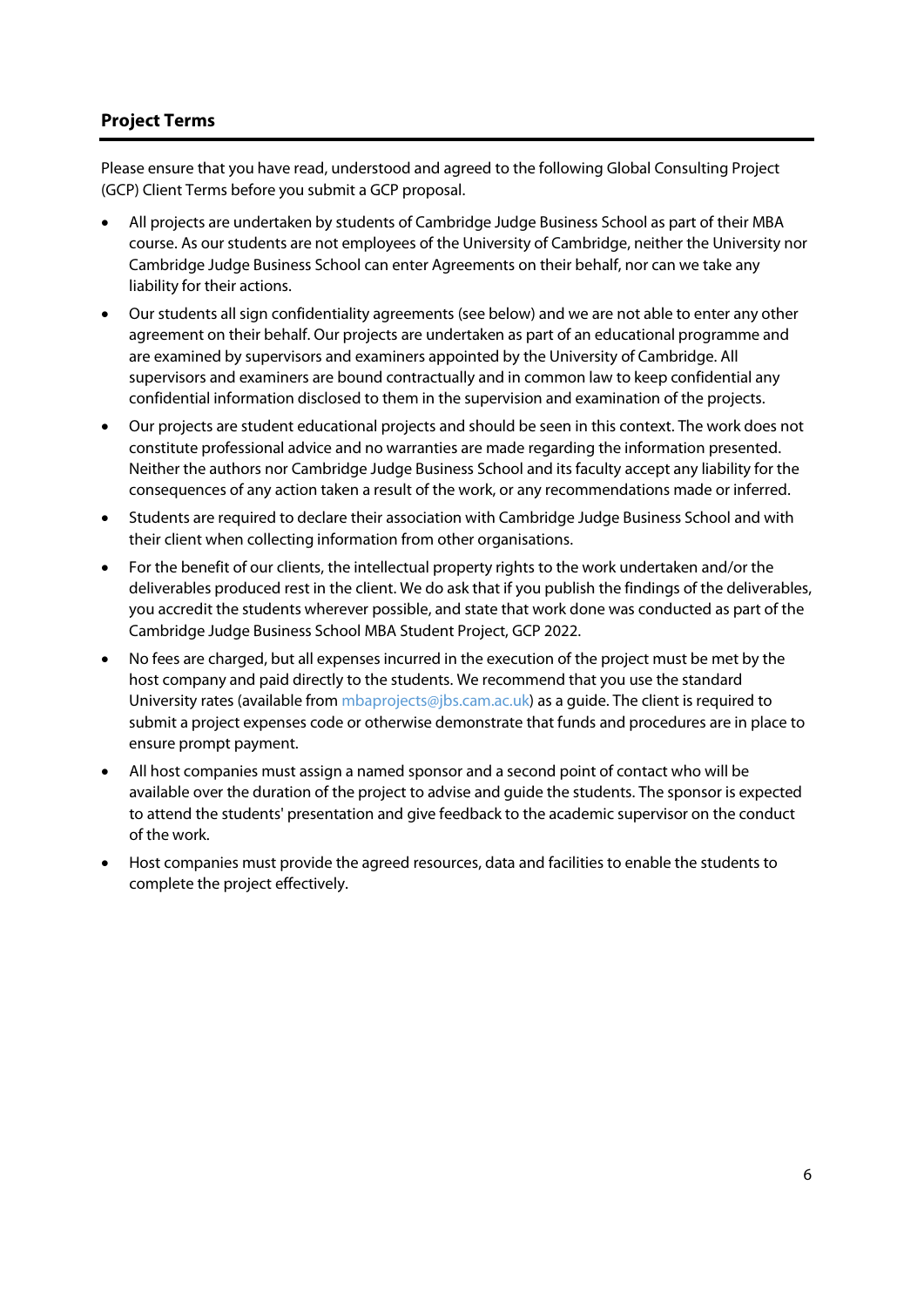## Project Terms

Please ensure that you have read, understood and agreed to the following Global Consulting Project (GCP) Client Terms before you submit a GCP proposal.

- All projects are undertaken by students of Cambridge Judge Business School as part of their MBA course. As our students are not employees of the University of Cambridge, neither the University nor Cambridge Judge Business School can enter Agreements on their behalf, nor can we take any liability for their actions.
- Our students all sign confidentiality agreements (see below) and we are not able to enter any other agreement on their behalf. Our projects are undertaken as part of an educational programme and are examined by supervisors and examiners appointed by the University of Cambridge. All supervisors and examiners are bound contractually and in common law to keep confidential any confidential information disclosed to them in the supervision and examination of the projects.
- Our projects are student educational projects and should be seen in this context. The work does not constitute professional advice and no warranties are made regarding the information presented. Neither the authors nor Cambridge Judge Business School and its faculty accept any liability for the consequences of any action taken a result of the work, or any recommendations made or inferred.
- Students are required to declare their association with Cambridge Judge Business School and with their client when collecting information from other organisations.
- For the benefit of our clients, the intellectual property rights to the work undertaken and/or the deliverables produced rest in the client. We do ask that if you publish the findings of the deliverables, you accredit the students wherever possible, and state that work done was conducted as part of the Cambridge Judge Business School MBA Student Project, GCP 2022.
- No fees are charged, but all expenses incurred in the execution of the project must be met by the host company and paid directly to the students. We recommend that you use the standard University rates (available from mbaprojects@jbs.cam.ac.uk) as a guide. The client is required to submit a project expenses code or otherwise demonstrate that funds and procedures are in place to ensure prompt payment.
- All host companies must assign a named sponsor and a second point of contact who will be available over the duration of the project to advise and guide the students. The sponsor is expected to attend the students' presentation and give feedback to the academic supervisor on the conduct of the work.
- Host companies must provide the agreed resources, data and facilities to enable the students to complete the project effectively.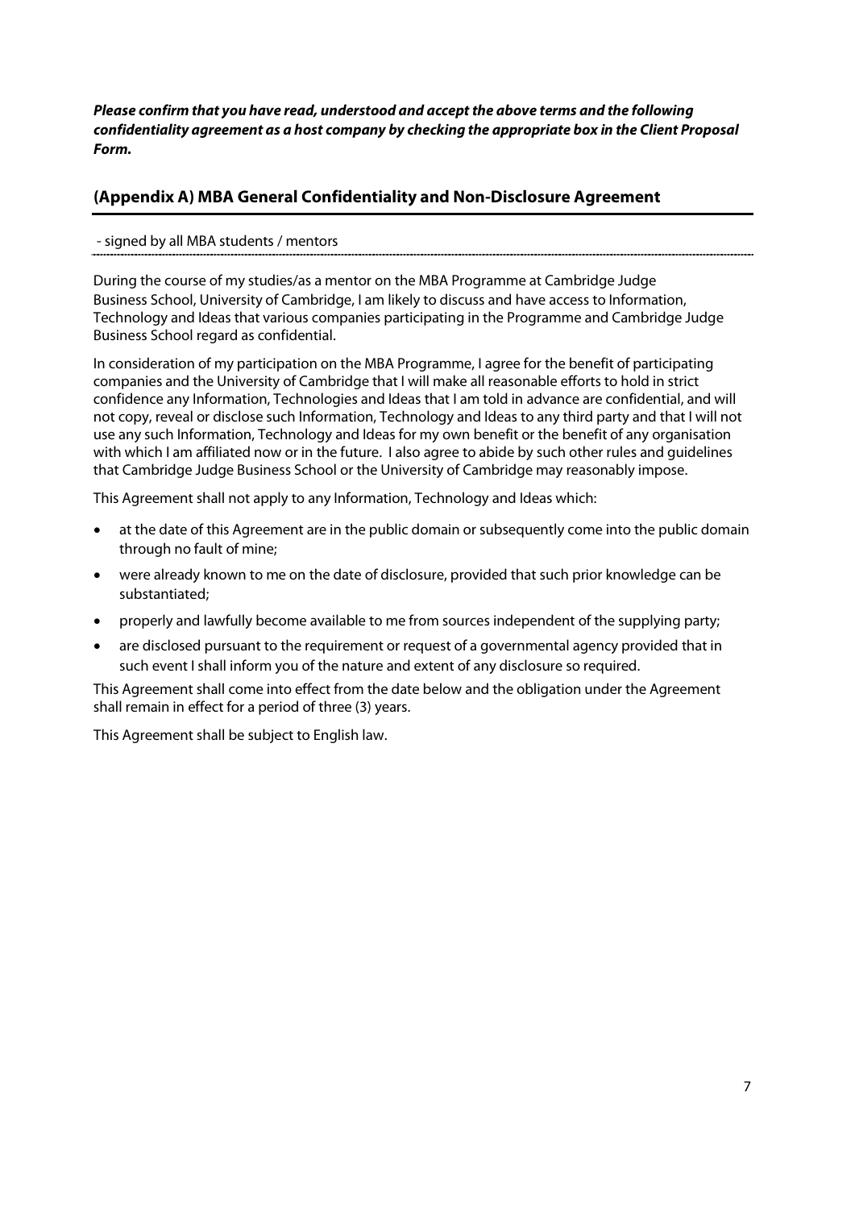***Please confirm that you have read, understood and accept the above terms and the following confidentiality agreement as a host company by checking the appropriate box in the Client Proposal Form.***

## (Appendix A) MBA General Confidentiality and Non-Disclosure Agreement

- signed by all MBA students / mentors

During the course of my studies/as a mentor on the MBA Programme at Cambridge Judge Business School, University of Cambridge, I am likely to discuss and have access to Information, Technology and Ideas that various companies participating in the Programme and Cambridge Judge Business School regard as confidential.

In consideration of my participation on the MBA Programme, I agree for the benefit of participating companies and the University of Cambridge that I will make all reasonable efforts to hold in strict confidence any Information, Technologies and Ideas that I am told in advance are confidential, and will not copy, reveal or disclose such Information, Technology and Ideas to any third party and that I will not use any such Information, Technology and Ideas for my own benefit or the benefit of any organisation with which I am affiliated now or in the future. I also agree to abide by such other rules and guidelines that Cambridge Judge Business School or the University of Cambridge may reasonably impose.

This Agreement shall not apply to any Information, Technology and Ideas which:

- at the date of this Agreement are in the public domain or subsequently come into the public domain through no fault of mine;
- were already known to me on the date of disclosure, provided that such prior knowledge can be substantiated;
- properly and lawfully become available to me from sources independent of the supplying party;
- are disclosed pursuant to the requirement or request of a governmental agency provided that in such event I shall inform you of the nature and extent of any disclosure so required.

This Agreement shall come into effect from the date below and the obligation under the Agreement shall remain in effect for a period of three (3) years.

This Agreement shall be subject to English law.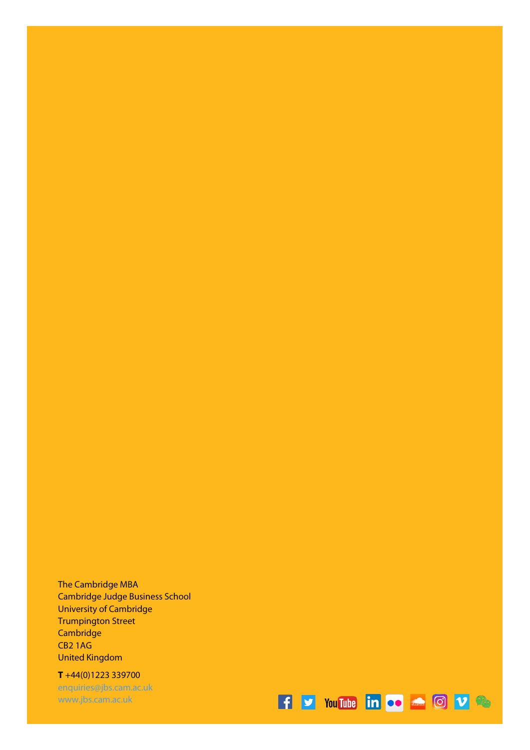The Cambridge MBA
Cambridge Judge Business School
University of Cambridge
Trumpington Street
Cambridge
CB2 1AG
United Kingdom

**T** +44(0)1223 339700
enquiries@jbs.cam.ac.uk
www.jbs.cam.ac.uk